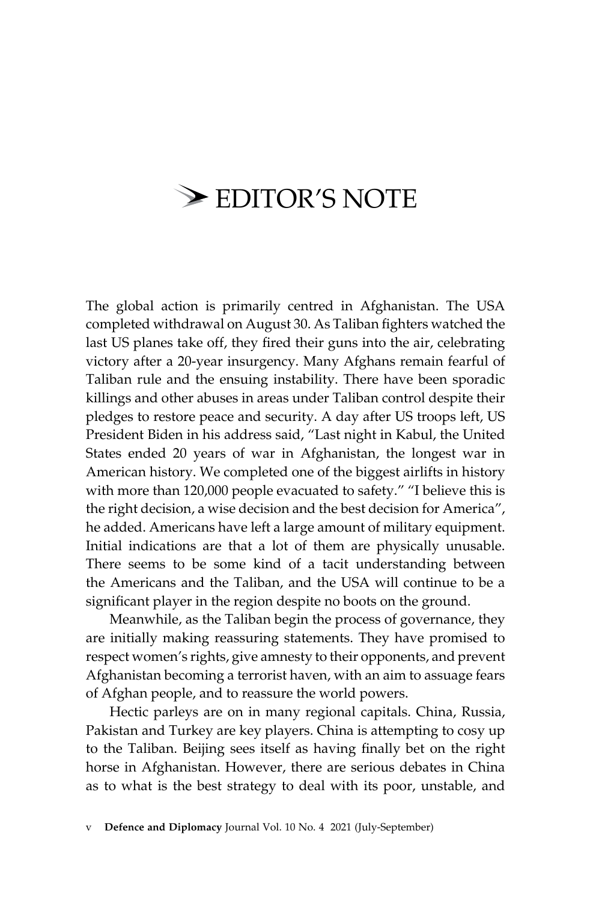# EDITOR'S NOTE

The global action is primarily centred in Afghanistan. The USA completed withdrawal on August 30. As Taliban fighters watched the last US planes take off, they fired their guns into the air, celebrating victory after a 20-year insurgency. Many Afghans remain fearful of Taliban rule and the ensuing instability. There have been sporadic killings and other abuses in areas under Taliban control despite their pledges to restore peace and security. A day after US troops left, US President Biden in his address said, "Last night in Kabul, the United States ended 20 years of war in Afghanistan, the longest war in American history. We completed one of the biggest airlifts in history with more than 120,000 people evacuated to safety." "I believe this is the right decision, a wise decision and the best decision for America", he added. Americans have left a large amount of military equipment. Initial indications are that a lot of them are physically unusable. There seems to be some kind of a tacit understanding between the Americans and the Taliban, and the USA will continue to be a significant player in the region despite no boots on the ground.

Meanwhile, as the Taliban begin the process of governance, they are initially making reassuring statements. They have promised to respect women's rights, give amnesty to their opponents, and prevent Afghanistan becoming a terrorist haven, with an aim to assuage fears of Afghan people, and to reassure the world powers.

Hectic parleys are on in many regional capitals. China, Russia, Pakistan and Turkey are key players. China is attempting to cosy up to the Taliban. Beijing sees itself as having finally bet on the right horse in Afghanistan. However, there are serious debates in China as to what is the best strategy to deal with its poor, unstable, and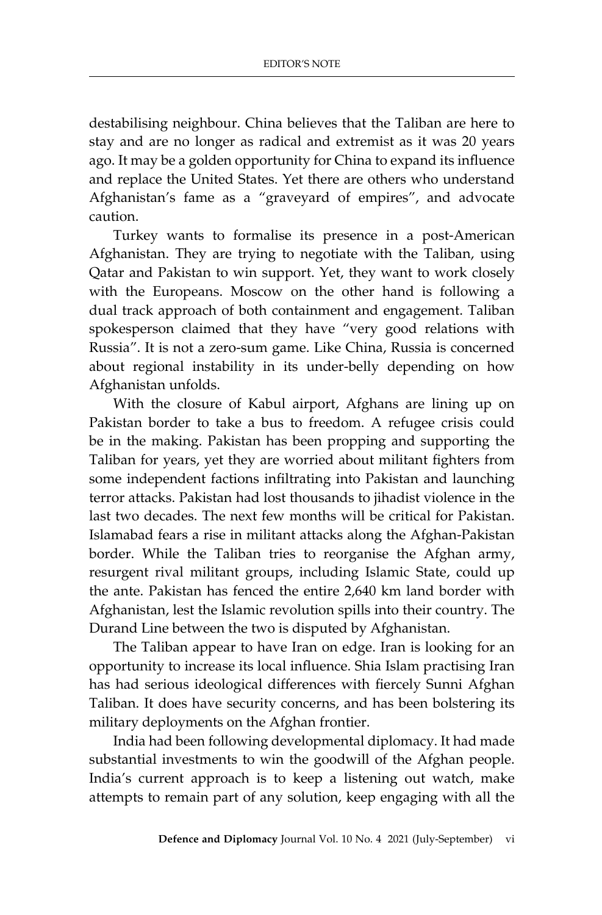destabilising neighbour. China believes that the Taliban are here to stay and are no longer as radical and extremist as it was 20 years ago. It may be a golden opportunity for China to expand its influence and replace the United States. Yet there are others who understand Afghanistan's fame as a "graveyard of empires", and advocate caution.

Turkey wants to formalise its presence in a post-American Afghanistan. They are trying to negotiate with the Taliban, using Qatar and Pakistan to win support. Yet, they want to work closely with the Europeans. Moscow on the other hand is following a dual track approach of both containment and engagement. Taliban spokesperson claimed that they have "very good relations with Russia". It is not a zero-sum game. Like China, Russia is concerned about regional instability in its under-belly depending on how Afghanistan unfolds.

With the closure of Kabul airport, Afghans are lining up on Pakistan border to take a bus to freedom. A refugee crisis could be in the making. Pakistan has been propping and supporting the Taliban for years, yet they are worried about militant fighters from some independent factions infiltrating into Pakistan and launching terror attacks. Pakistan had lost thousands to jihadist violence in the last two decades. The next few months will be critical for Pakistan. Islamabad fears a rise in militant attacks along the Afghan-Pakistan border. While the Taliban tries to reorganise the Afghan army, resurgent rival militant groups, including Islamic State, could up the ante. Pakistan has fenced the entire 2,640 km land border with Afghanistan, lest the Islamic revolution spills into their country. The Durand Line between the two is disputed by Afghanistan.

The Taliban appear to have Iran on edge. Iran is looking for an opportunity to increase its local influence. Shia Islam practising Iran has had serious ideological differences with fiercely Sunni Afghan Taliban. It does have security concerns, and has been bolstering its military deployments on the Afghan frontier.

India had been following developmental diplomacy. It had made substantial investments to win the goodwill of the Afghan people. India's current approach is to keep a listening out watch, make attempts to remain part of any solution, keep engaging with all the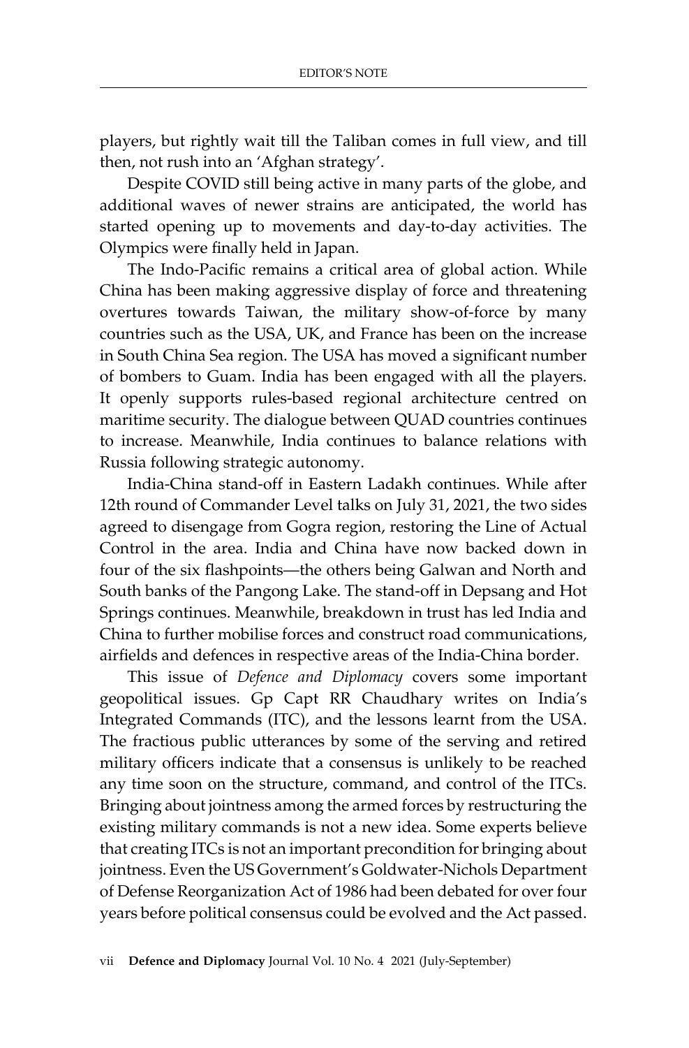players, but rightly wait till the Taliban comes in full view, and till then, not rush into an 'Afghan strategy'.

Despite COVID still being active in many parts of the globe, and additional waves of newer strains are anticipated, the world has started opening up to movements and day-to-day activities. The Olympics were finally held in Japan.

The Indo-Pacific remains a critical area of global action. While China has been making aggressive display of force and threatening overtures towards Taiwan, the military show-of-force by many countries such as the USA, UK, and France has been on the increase in South China Sea region. The USA has moved a significant number of bombers to Guam. India has been engaged with all the players. It openly supports rules-based regional architecture centred on maritime security. The dialogue between QUAD countries continues to increase. Meanwhile, India continues to balance relations with Russia following strategic autonomy.

India-China stand-off in Eastern Ladakh continues. While after 12th round of Commander Level talks on July 31, 2021, the two sides agreed to disengage from Gogra region, restoring the Line of Actual Control in the area. India and China have now backed down in four of the six flashpoints—the others being Galwan and North and South banks of the Pangong Lake. The stand-off in Depsang and Hot Springs continues. Meanwhile, breakdown in trust has led India and China to further mobilise forces and construct road communications, airfields and defences in respective areas of the India-China border.

This issue of *Defence and Diplomacy* covers some important geopolitical issues. Gp Capt RR Chaudhary writes on India's Integrated Commands (ITC), and the lessons learnt from the USA. The fractious public utterances by some of the serving and retired military officers indicate that a consensus is unlikely to be reached any time soon on the structure, command, and control of the ITCs. Bringing about jointness among the armed forces by restructuring the existing military commands is not a new idea. Some experts believe that creating ITCs is not an important precondition for bringing about jointness. Even the US Government's Goldwater-Nichols Department of Defense Reorganization Act of 1986 had been debated for over four years before political consensus could be evolved and the Act passed.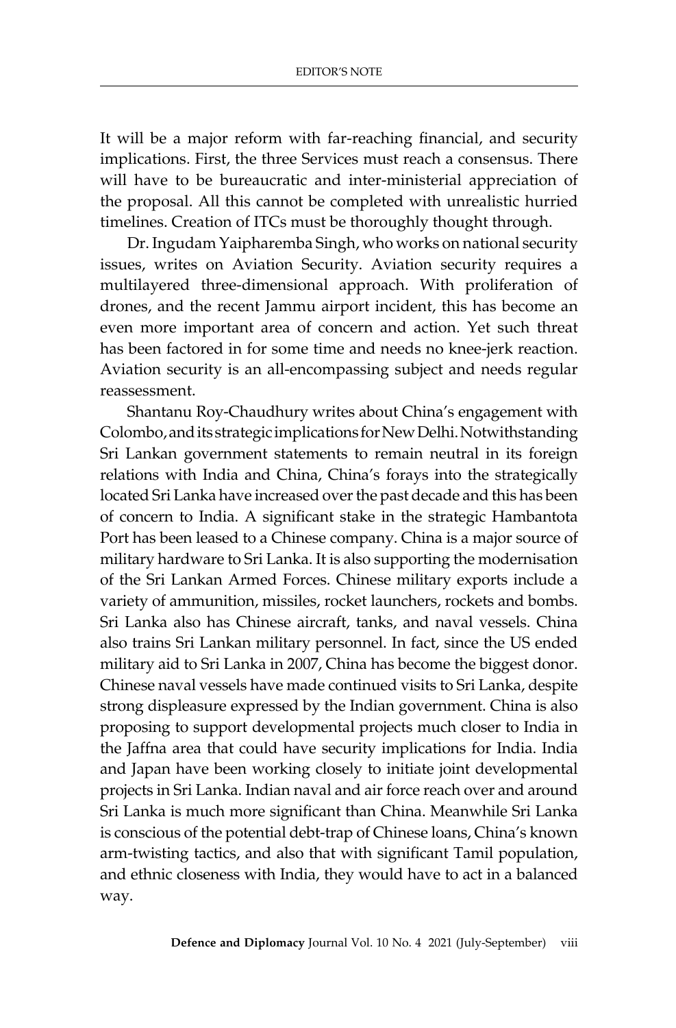It will be a major reform with far-reaching financial, and security implications. First, the three Services must reach a consensus. There will have to be bureaucratic and inter-ministerial appreciation of the proposal. All this cannot be completed with unrealistic hurried timelines. Creation of ITCs must be thoroughly thought through.

Dr. Ingudam Yaipharemba Singh, who works on national security issues, writes on Aviation Security. Aviation security requires a multilayered three-dimensional approach. With proliferation of drones, and the recent Jammu airport incident, this has become an even more important area of concern and action. Yet such threat has been factored in for some time and needs no knee-jerk reaction. Aviation security is an all-encompassing subject and needs regular reassessment.

Shantanu Roy-Chaudhury writes about China's engagement with Colombo, and its strategic implications for New Delhi. Notwithstanding Sri Lankan government statements to remain neutral in its foreign relations with India and China, China's forays into the strategically located Sri Lanka have increased over the past decade and this has been of concern to India. A significant stake in the strategic Hambantota Port has been leased to a Chinese company. China is a major source of military hardware to Sri Lanka. It is also supporting the modernisation of the Sri Lankan Armed Forces. Chinese military exports include a variety of ammunition, missiles, rocket launchers, rockets and bombs. Sri Lanka also has Chinese aircraft, tanks, and naval vessels. China also trains Sri Lankan military personnel. In fact, since the US ended military aid to Sri Lanka in 2007, China has become the biggest donor. Chinese naval vessels have made continued visits to Sri Lanka, despite strong displeasure expressed by the Indian government. China is also proposing to support developmental projects much closer to India in the Jaffna area that could have security implications for India. India and Japan have been working closely to initiate joint developmental projects in Sri Lanka. Indian naval and air force reach over and around Sri Lanka is much more significant than China. Meanwhile Sri Lanka is conscious of the potential debt-trap of Chinese loans, China's known arm-twisting tactics, and also that with significant Tamil population, and ethnic closeness with India, they would have to act in a balanced way.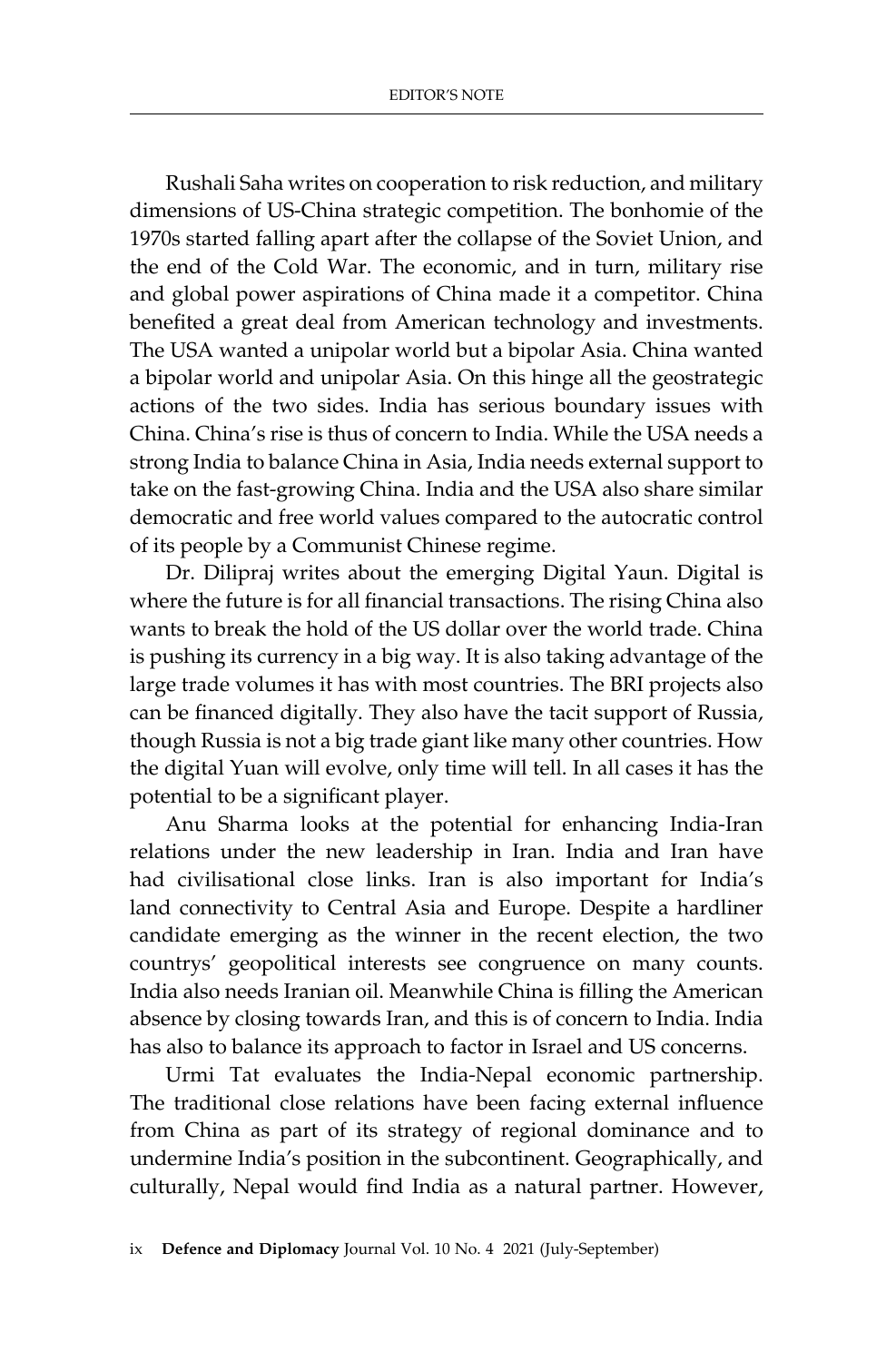Rushali Saha writes on cooperation to risk reduction, and military dimensions of US-China strategic competition. The bonhomie of the 1970s started falling apart after the collapse of the Soviet Union, and the end of the Cold War. The economic, and in turn, military rise and global power aspirations of China made it a competitor. China benefited a great deal from American technology and investments. The USA wanted a unipolar world but a bipolar Asia. China wanted a bipolar world and unipolar Asia. On this hinge all the geostrategic actions of the two sides. India has serious boundary issues with China. China's rise is thus of concern to India. While the USA needs a strong India to balance China in Asia, India needs external support to take on the fast-growing China. India and the USA also share similar democratic and free world values compared to the autocratic control of its people by a Communist Chinese regime.

Dr. Dilipraj writes about the emerging Digital Yaun. Digital is where the future is for all financial transactions. The rising China also wants to break the hold of the US dollar over the world trade. China is pushing its currency in a big way. It is also taking advantage of the large trade volumes it has with most countries. The BRI projects also can be financed digitally. They also have the tacit support of Russia, though Russia is not a big trade giant like many other countries. How the digital Yuan will evolve, only time will tell. In all cases it has the potential to be a significant player.

Anu Sharma looks at the potential for enhancing India-Iran relations under the new leadership in Iran. India and Iran have had civilisational close links. Iran is also important for India's land connectivity to Central Asia and Europe. Despite a hardliner candidate emerging as the winner in the recent election, the two countrys' geopolitical interests see congruence on many counts. India also needs Iranian oil. Meanwhile China is filling the American absence by closing towards Iran, and this is of concern to India. India has also to balance its approach to factor in Israel and US concerns.

Urmi Tat evaluates the India-Nepal economic partnership. The traditional close relations have been facing external influence from China as part of its strategy of regional dominance and to undermine India's position in the subcontinent. Geographically, and culturally, Nepal would find India as a natural partner. However,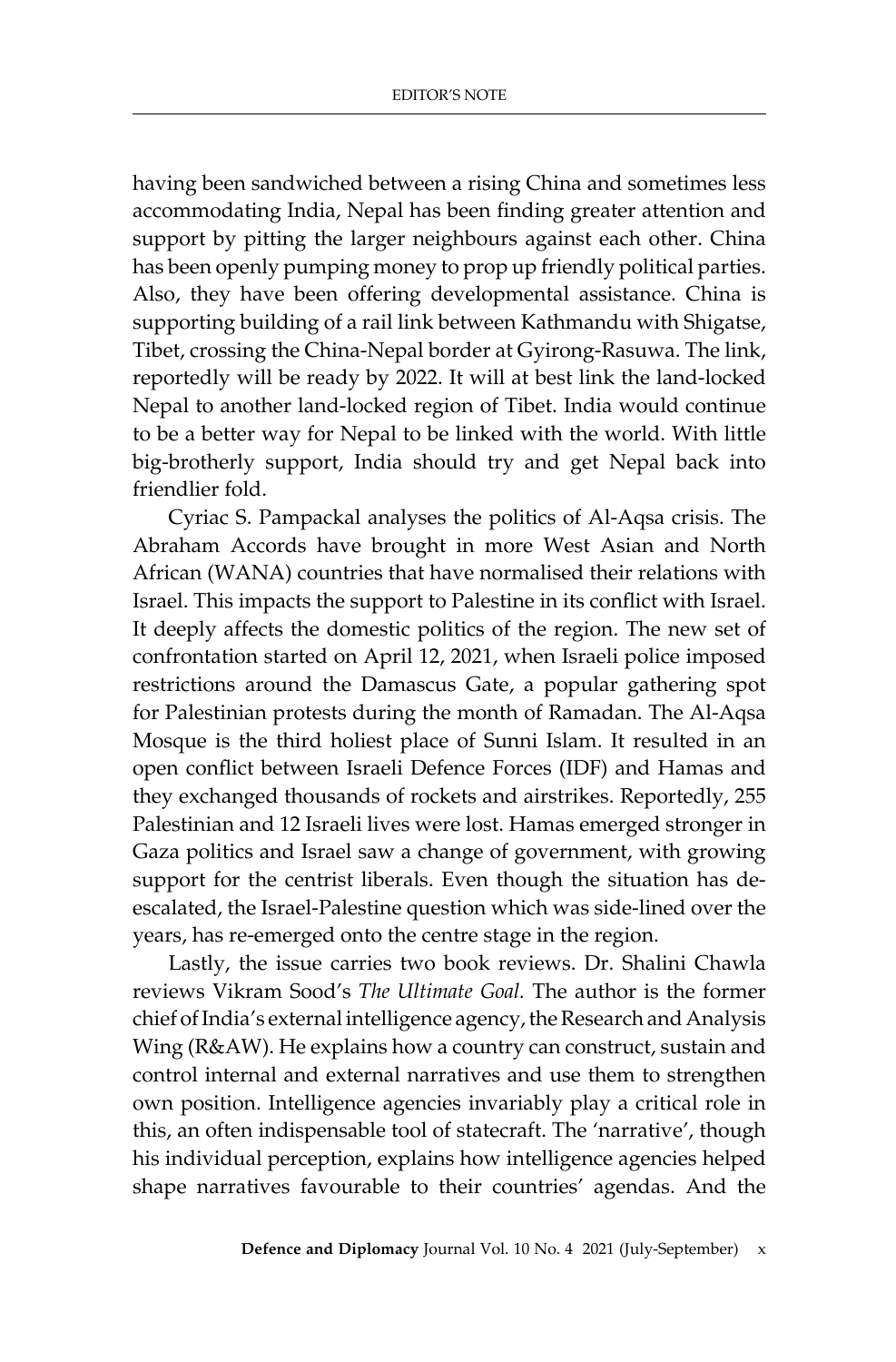having been sandwiched between a rising China and sometimes less accommodating India, Nepal has been finding greater attention and support by pitting the larger neighbours against each other. China has been openly pumping money to prop up friendly political parties. Also, they have been offering developmental assistance. China is supporting building of a rail link between Kathmandu with Shigatse, Tibet, crossing the China-Nepal border at Gyirong-Rasuwa. The link, reportedly will be ready by 2022. It will at best link the land-locked Nepal to another land-locked region of Tibet. India would continue to be a better way for Nepal to be linked with the world. With little big-brotherly support, India should try and get Nepal back into friendlier fold.

Cyriac S. Pampackal analyses the politics of Al-Aqsa crisis. The Abraham Accords have brought in more West Asian and North African (WANA) countries that have normalised their relations with Israel. This impacts the support to Palestine in its conflict with Israel. It deeply affects the domestic politics of the region. The new set of confrontation started on April 12, 2021, when Israeli police imposed restrictions around the Damascus Gate, a popular gathering spot for Palestinian protests during the month of Ramadan. The Al-Aqsa Mosque is the third holiest place of Sunni Islam. It resulted in an open conflict between Israeli Defence Forces (IDF) and Hamas and they exchanged thousands of rockets and airstrikes. Reportedly, 255 Palestinian and 12 Israeli lives were lost. Hamas emerged stronger in Gaza politics and Israel saw a change of government, with growing support for the centrist liberals. Even though the situation has de-escalated, the Israel-Palestine question which was side-lined over the years, has re-emerged onto the centre stage in the region.

Lastly, the issue carries two book reviews. Dr. Shalini Chawla reviews Vikram Sood's *The Ultimate Goal.* The author is the former chief of India's external intelligence agency, the Research and Analysis Wing (R&AW). He explains how a country can construct, sustain and control internal and external narratives and use them to strengthen own position. Intelligence agencies invariably play a critical role in this, an often indispensable tool of statecraft. The 'narrative', though his individual perception, explains how intelligence agencies helped shape narratives favourable to their countries' agendas. And the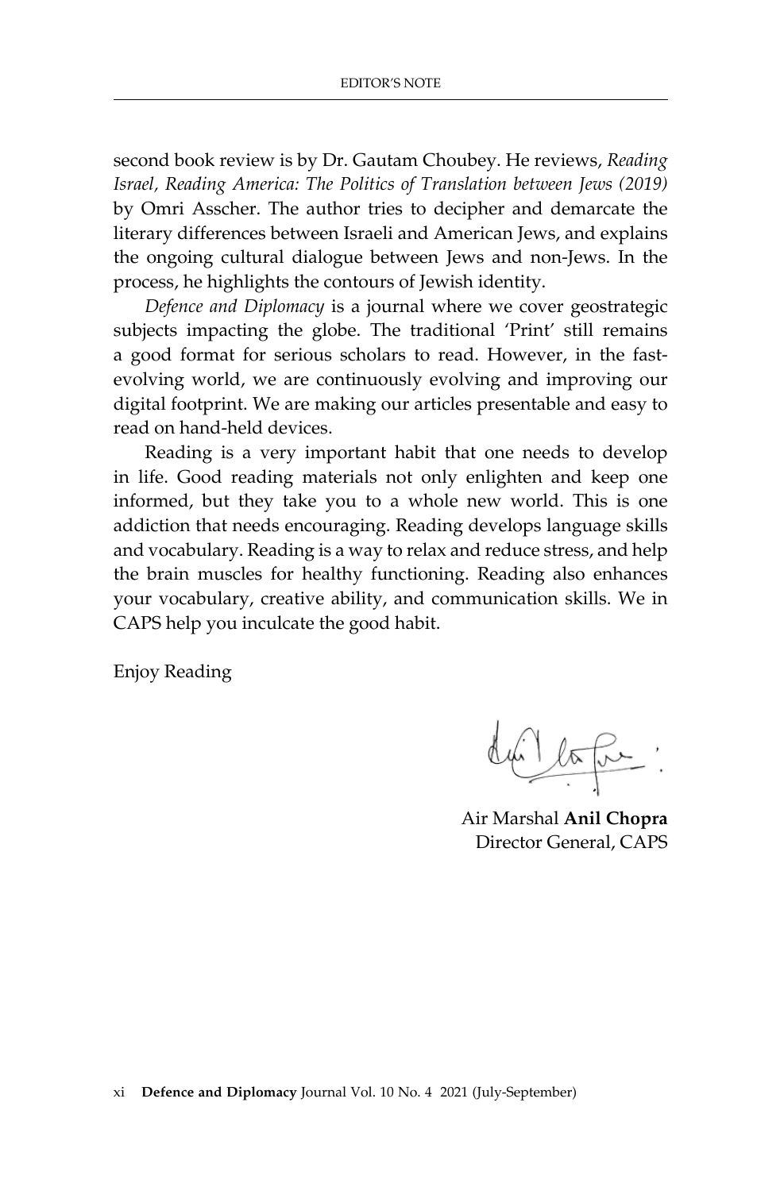second book review is by Dr. Gautam Choubey. He reviews, *Reading Israel, Reading America: The Politics of Translation between Jews (2019)* by Omri Asscher. The author tries to decipher and demarcate the literary differences between Israeli and American Jews, and explains the ongoing cultural dialogue between Jews and non-Jews. In the process, he highlights the contours of Jewish identity.

*Defence and Diplomacy* is a journal where we cover geostrategic subjects impacting the globe. The traditional 'Print' still remains a good format for serious scholars to read. However, in the fast-evolving world, we are continuously evolving and improving our digital footprint. We are making our articles presentable and easy to read on hand-held devices.

Reading is a very important habit that one needs to develop in life. Good reading materials not only enlighten and keep one informed, but they take you to a whole new world. This is one addiction that needs encouraging. Reading develops language skills and vocabulary. Reading is a way to relax and reduce stress, and help the brain muscles for healthy functioning. Reading also enhances your vocabulary, creative ability, and communication skills. We in CAPS help you inculcate the good habit.

Enjoy Reading

Air Marshal **Anil Chopra**
Director General, CAPS